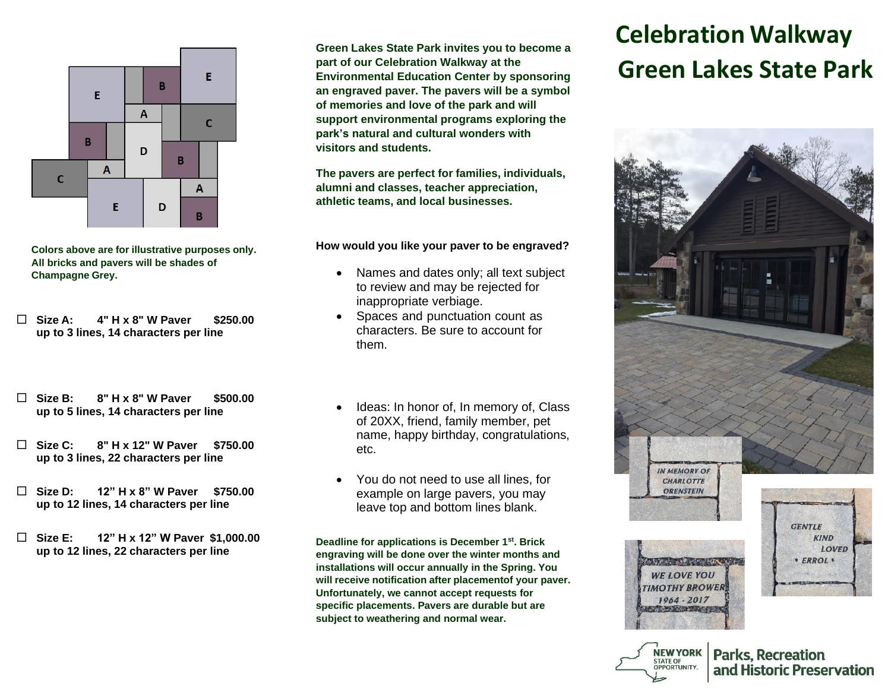# Celebration Walkway Green Lakes State Park

**Green Lakes State Park invites you to become a part of our Celebration Walkway at the Environmental Education Center by sponsoring an engraved paver. The pavers will be a symbol of memories and love of the park and will support environmental programs exploring the park's natural and cultural wonders with visitors and students.**

**The pavers are perfect for families, individuals, alumni and classes, teacher appreciation, athletic teams, and local businesses.**

**How would you like your paver to be engraved?**

- Names and dates only; all text subject to review and may be rejected for inappropriate verbiage.
- Spaces and punctuation count as characters. Be sure to account for them.
- Ideas: In honor of, In memory of, Class of 20XX, friend, family member, pet name, happy birthday, congratulations, etc.
- You do not need to use all lines, for example on large pavers, you may leave top and bottom lines blank.

**Deadline for applications is December 1st. Brick engraving will be done over the winter months and installations will occur annually in the Spring. You will receive notification after placementof your paver. Unfortunately, we cannot accept requests for specific placements. Pavers are durable but are subject to weathering and normal wear.**

**Colors above are for illustrative purposes only. All bricks and pavers will be shades of Champagne Grey.**

- ☐ **Size A: 4" H x 8" W Paver $250.00**
  **up to 3 lines, 14 characters per line**
- ☐ **Size B: 8" H x 8" W Paver $500.00**
  **up to 5 lines, 14 characters per line**
- ☐ **Size C: 8" H x 12" W Paver $750.00**
  **up to 3 lines, 22 characters per line**
- ☐ **Size D: 12" H x 8" W Paver $750.00**
  **up to 12 lines, 14 characters per line**
- ☐ **Size E: 12" H x 12" W Paver $1,000.00**
  **up to 12 lines, 22 characters per line**

NEW YORK STATE OF OPPORTUNITY. | Parks, Recreation and Historic Preservation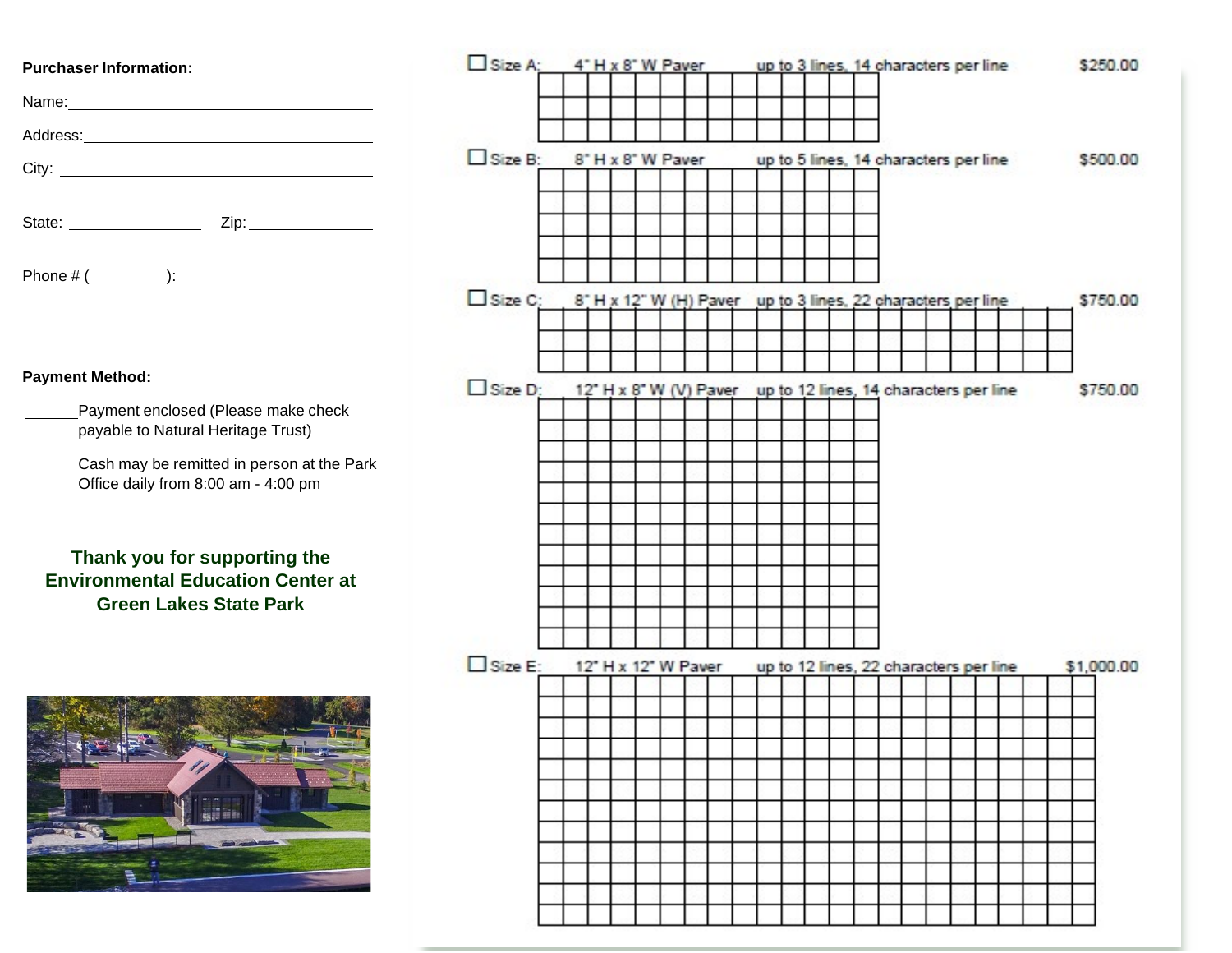**Purchaser Information:**

Name:\_\_\_\_\_\_\_\_\_\_\_\_\_\_\_\_\_\_\_\_\_\_\_\_\_\_\_\_\_\_\_\_\_\_\_\_

Address:\_\_\_\_\_\_\_\_\_\_\_\_\_\_\_\_\_\_\_\_\_\_\_\_\_\_\_\_\_\_\_\_\_\_

City: \_\_\_\_\_\_\_\_\_\_\_\_\_\_\_\_\_\_\_\_\_\_\_\_\_\_\_\_\_\_\_\_\_\_\_\_

State: \_\_\_\_\_\_\_\_\_\_\_\_\_\_\_ Zip:\_\_\_\_\_\_\_\_\_\_\_\_\_\_\_

Phone # (\_\_\_\_\_\_\_\_\_):\_\_\_\_\_\_\_\_\_\_\_\_\_\_\_\_\_\_\_\_\_\_\_\_

**Payment Method:**

\_\_\_\_\_\_Payment enclosed (Please make check payable to Natural Heritage Trust)

\_\_\_\_\_\_Cash may be remitted in person at the Park Office daily from 8:00 am - 4:00 pm

**Thank you for supporting the Environmental Education Center at Green Lakes State Park**

☐ Size A: 4" H x 8" W Paver up to 3 lines, 14 characters per line $250.00

☐ Size B: 8" H x 8" W Paver up to 5 lines, 14 characters per line $500.00

☐ Size C: 8" H x 12" W (H) Paver up to 3 lines, 22 characters per line $750.00

☐ Size D: 12" H x 8" W (V) Paver up to 12 lines, 14 characters per line $750.00

☐ Size E: 12" H x 12" W Paver up to 12 lines, 22 characters per line $1,000.00